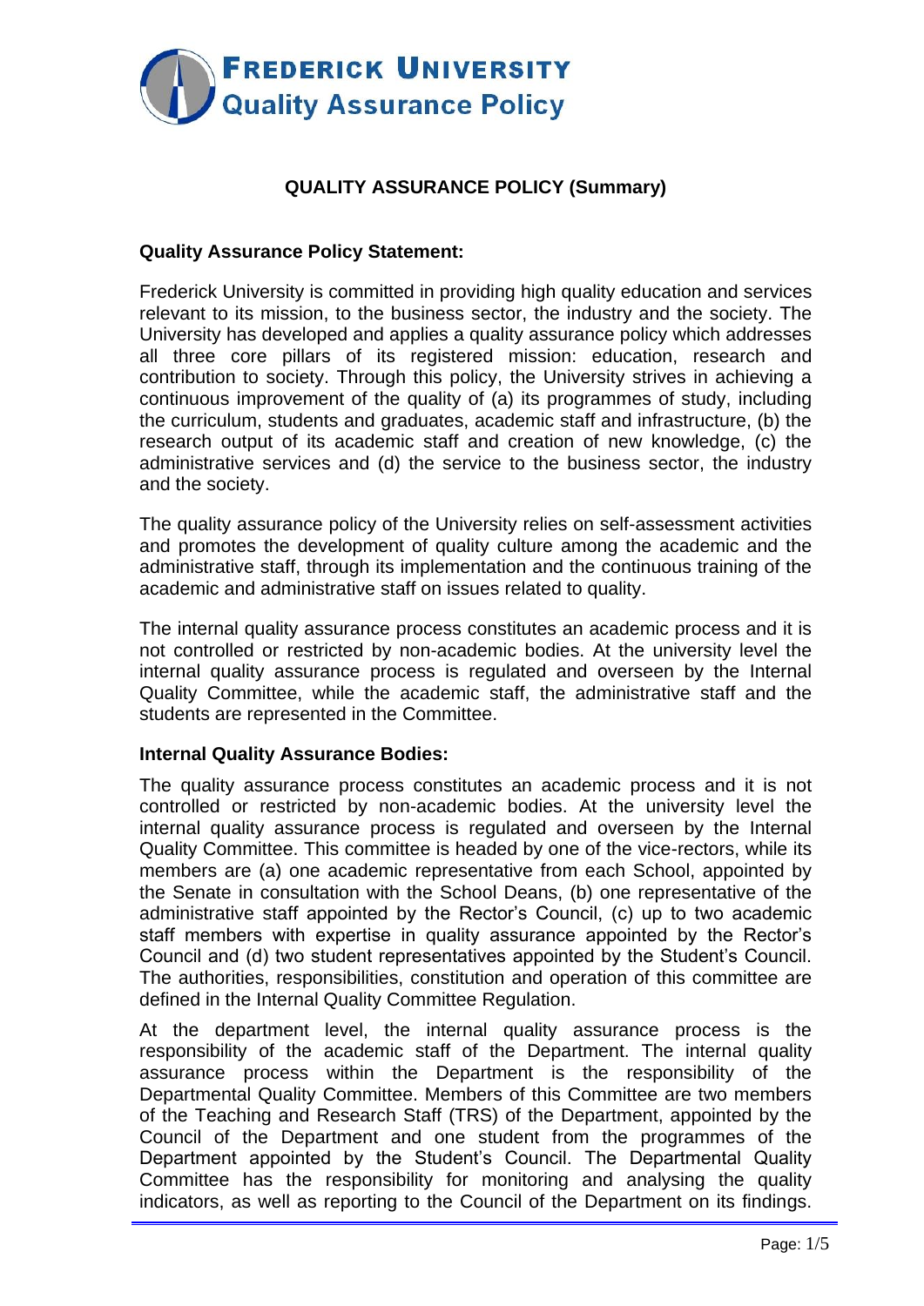# FREDERICK UNIVERSITY
## Quality Assurance Policy

### QUALITY ASSURANCE POLICY (Summary)

**Quality Assurance Policy Statement:**

Frederick University is committed in providing high quality education and services relevant to its mission, to the business sector, the industry and the society. The University has developed and applies a quality assurance policy which addresses all three core pillars of its registered mission: education, research and contribution to society. Through this policy, the University strives in achieving a continuous improvement of the quality of (a) its programmes of study, including the curriculum, students and graduates, academic staff and infrastructure, (b) the research output of its academic staff and creation of new knowledge, (c) the administrative services and (d) the service to the business sector, the industry and the society.

The quality assurance policy of the University relies on self-assessment activities and promotes the development of quality culture among the academic and the administrative staff, through its implementation and the continuous training of the academic and administrative staff on issues related to quality.

The internal quality assurance process constitutes an academic process and it is not controlled or restricted by non-academic bodies. At the university level the internal quality assurance process is regulated and overseen by the Internal Quality Committee, while the academic staff, the administrative staff and the students are represented in the Committee.

**Internal Quality Assurance Bodies:**

The quality assurance process constitutes an academic process and it is not controlled or restricted by non-academic bodies. At the university level the internal quality assurance process is regulated and overseen by the Internal Quality Committee. This committee is headed by one of the vice-rectors, while its members are (a) one academic representative from each School, appointed by the Senate in consultation with the School Deans, (b) one representative of the administrative staff appointed by the Rector's Council, (c) up to two academic staff members with expertise in quality assurance appointed by the Rector's Council and (d) two student representatives appointed by the Student's Council. The authorities, responsibilities, constitution and operation of this committee are defined in the Internal Quality Committee Regulation.

At the department level, the internal quality assurance process is the responsibility of the academic staff of the Department. The internal quality assurance process within the Department is the responsibility of the Departmental Quality Committee. Members of this Committee are two members of the Teaching and Research Staff (TRS) of the Department, appointed by the Council of the Department and one student from the programmes of the Department appointed by the Student's Council. The Departmental Quality Committee has the responsibility for monitoring and analysing the quality indicators, as well as reporting to the Council of the Department on its findings.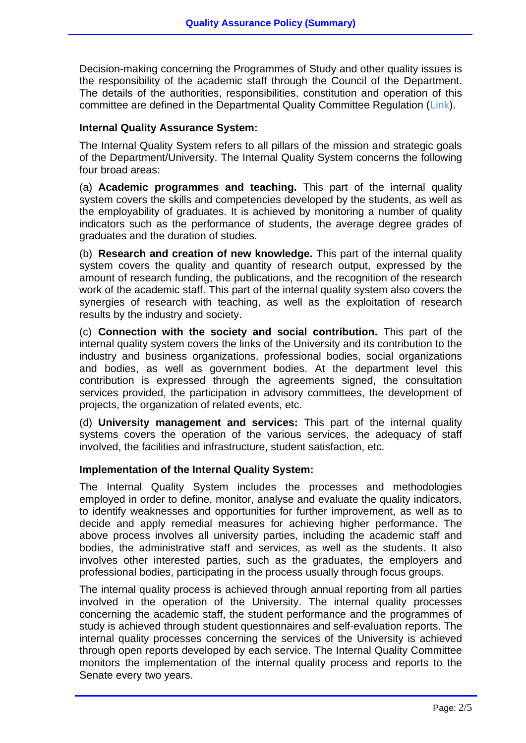Decision-making concerning the Programmes of Study and other quality issues is the responsibility of the academic staff through the Council of the Department. The details of the authorities, responsibilities, constitution and operation of this committee are defined in the Departmental Quality Committee Regulation (Link).

**Internal Quality Assurance System:**

The Internal Quality System refers to all pillars of the mission and strategic goals of the Department/University. The Internal Quality System concerns the following four broad areas:

(a) **Academic programmes and teaching.** This part of the internal quality system covers the skills and competencies developed by the students, as well as the employability of graduates. It is achieved by monitoring a number of quality indicators such as the performance of students, the average degree grades of graduates and the duration of studies.

(b) **Research and creation of new knowledge.** This part of the internal quality system covers the quality and quantity of research output, expressed by the amount of research funding, the publications, and the recognition of the research work of the academic staff. This part of the internal quality system also covers the synergies of research with teaching, as well as the exploitation of research results by the industry and society.

(c) **Connection with the society and social contribution.** This part of the internal quality system covers the links of the University and its contribution to the industry and business organizations, professional bodies, social organizations and bodies, as well as government bodies. At the department level this contribution is expressed through the agreements signed, the consultation services provided, the participation in advisory committees, the development of projects, the organization of related events, etc.

(d) **University management and services:** This part of the internal quality systems covers the operation of the various services, the adequacy of staff involved, the facilities and infrastructure, student satisfaction, etc.

**Implementation of the Internal Quality System:**

The Internal Quality System includes the processes and methodologies employed in order to define, monitor, analyse and evaluate the quality indicators, to identify weaknesses and opportunities for further improvement, as well as to decide and apply remedial measures for achieving higher performance. The above process involves all university parties, including the academic staff and bodies, the administrative staff and services, as well as the students. It also involves other interested parties, such as the graduates, the employers and professional bodies, participating in the process usually through focus groups.

The internal quality process is achieved through annual reporting from all parties involved in the operation of the University. The internal quality processes concerning the academic staff, the student performance and the programmes of study is achieved through student questionnaires and self-evaluation reports. The internal quality processes concerning the services of the University is achieved through open reports developed by each service. The Internal Quality Committee monitors the implementation of the internal quality process and reports to the Senate every two years.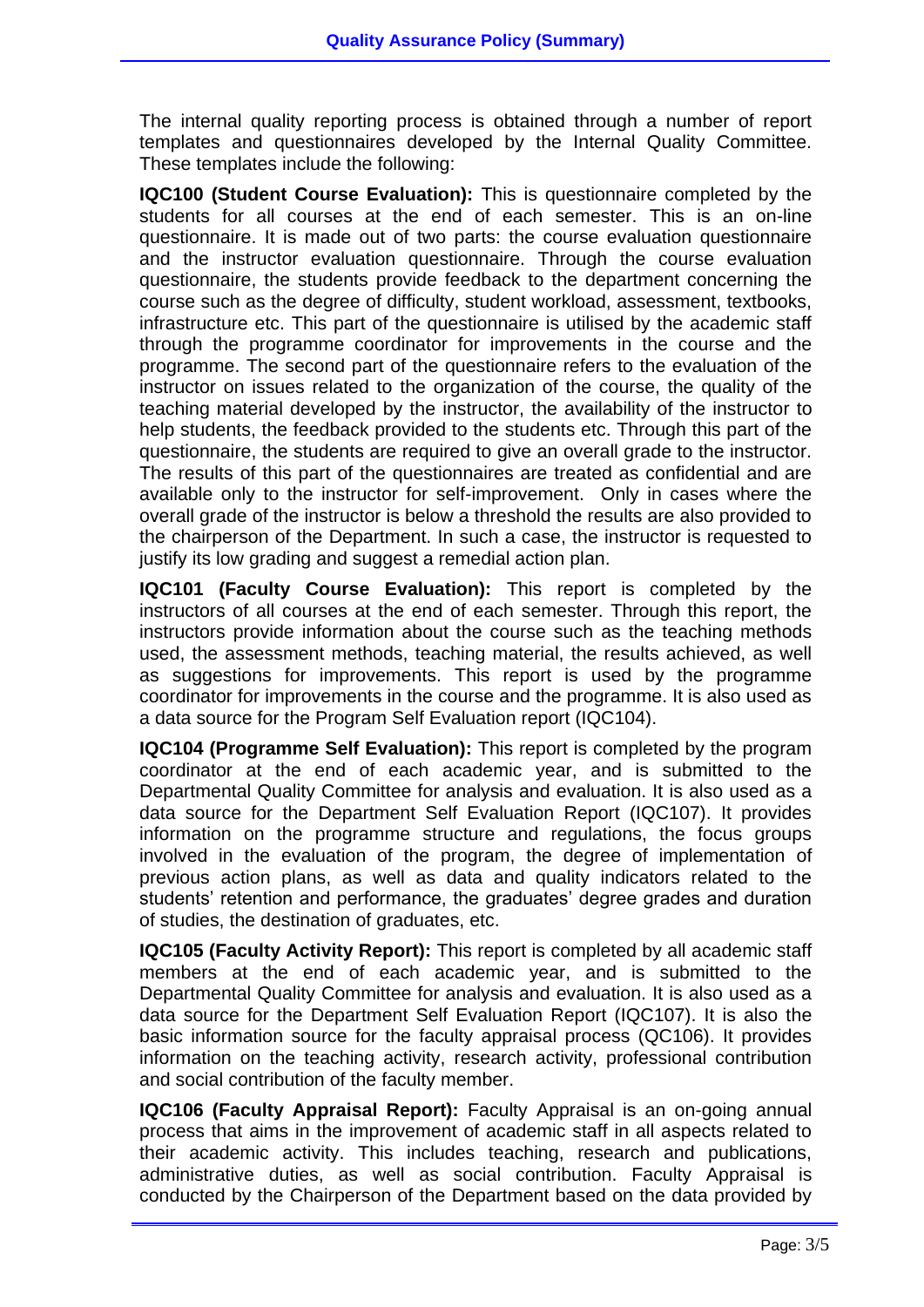The internal quality reporting process is obtained through a number of report templates and questionnaires developed by the Internal Quality Committee. These templates include the following:

**IQC100 (Student Course Evaluation):** This is questionnaire completed by the students for all courses at the end of each semester. This is an on-line questionnaire. It is made out of two parts: the course evaluation questionnaire and the instructor evaluation questionnaire. Through the course evaluation questionnaire, the students provide feedback to the department concerning the course such as the degree of difficulty, student workload, assessment, textbooks, infrastructure etc. This part of the questionnaire is utilised by the academic staff through the programme coordinator for improvements in the course and the programme. The second part of the questionnaire refers to the evaluation of the instructor on issues related to the organization of the course, the quality of the teaching material developed by the instructor, the availability of the instructor to help students, the feedback provided to the students etc. Through this part of the questionnaire, the students are required to give an overall grade to the instructor. The results of this part of the questionnaires are treated as confidential and are available only to the instructor for self-improvement. Only in cases where the overall grade of the instructor is below a threshold the results are also provided to the chairperson of the Department. In such a case, the instructor is requested to justify its low grading and suggest a remedial action plan.

**IQC101 (Faculty Course Evaluation):** This report is completed by the instructors of all courses at the end of each semester. Through this report, the instructors provide information about the course such as the teaching methods used, the assessment methods, teaching material, the results achieved, as well as suggestions for improvements. This report is used by the programme coordinator for improvements in the course and the programme. It is also used as a data source for the Program Self Evaluation report (IQC104).

**IQC104 (Programme Self Evaluation):** This report is completed by the program coordinator at the end of each academic year, and is submitted to the Departmental Quality Committee for analysis and evaluation. It is also used as a data source for the Department Self Evaluation Report (IQC107). It provides information on the programme structure and regulations, the focus groups involved in the evaluation of the program, the degree of implementation of previous action plans, as well as data and quality indicators related to the students' retention and performance, the graduates' degree grades and duration of studies, the destination of graduates, etc.

**IQC105 (Faculty Activity Report):** This report is completed by all academic staff members at the end of each academic year, and is submitted to the Departmental Quality Committee for analysis and evaluation. It is also used as a data source for the Department Self Evaluation Report (IQC107). It is also the basic information source for the faculty appraisal process (QC106). It provides information on the teaching activity, research activity, professional contribution and social contribution of the faculty member.

**IQC106 (Faculty Appraisal Report):** Faculty Appraisal is an on-going annual process that aims in the improvement of academic staff in all aspects related to their academic activity. This includes teaching, research and publications, administrative duties, as well as social contribution. Faculty Appraisal is conducted by the Chairperson of the Department based on the data provided by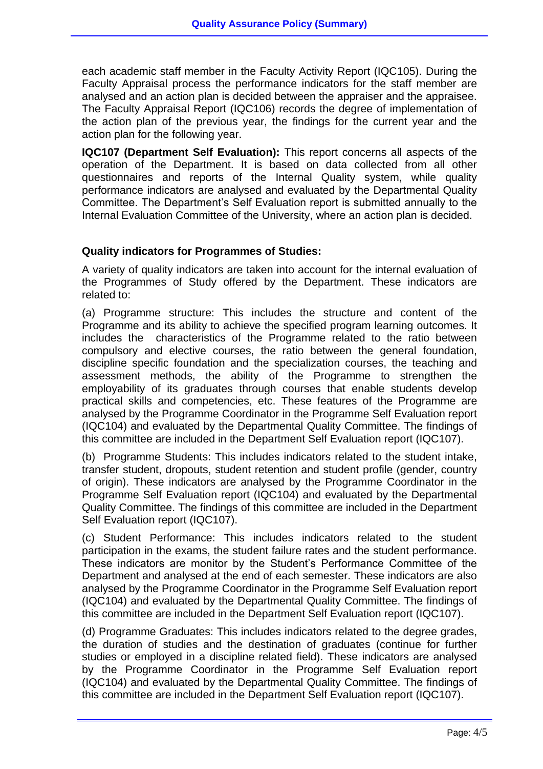each academic staff member in the Faculty Activity Report (IQC105). During the Faculty Appraisal process the performance indicators for the staff member are analysed and an action plan is decided between the appraiser and the appraisee. The Faculty Appraisal Report (IQC106) records the degree of implementation of the action plan of the previous year, the findings for the current year and the action plan for the following year.

**IQC107 (Department Self Evaluation):** This report concerns all aspects of the operation of the Department. It is based on data collected from all other questionnaires and reports of the Internal Quality system, while quality performance indicators are analysed and evaluated by the Departmental Quality Committee. The Department's Self Evaluation report is submitted annually to the Internal Evaluation Committee of the University, where an action plan is decided.

**Quality indicators for Programmes of Studies:**

A variety of quality indicators are taken into account for the internal evaluation of the Programmes of Study offered by the Department. These indicators are related to:

(a) Programme structure: This includes the structure and content of the Programme and its ability to achieve the specified program learning outcomes. It includes the characteristics of the Programme related to the ratio between compulsory and elective courses, the ratio between the general foundation, discipline specific foundation and the specialization courses, the teaching and assessment methods, the ability of the Programme to strengthen the employability of its graduates through courses that enable students develop practical skills and competencies, etc. These features of the Programme are analysed by the Programme Coordinator in the Programme Self Evaluation report (IQC104) and evaluated by the Departmental Quality Committee. The findings of this committee are included in the Department Self Evaluation report (IQC107).

(b) Programme Students: This includes indicators related to the student intake, transfer student, dropouts, student retention and student profile (gender, country of origin). These indicators are analysed by the Programme Coordinator in the Programme Self Evaluation report (IQC104) and evaluated by the Departmental Quality Committee. The findings of this committee are included in the Department Self Evaluation report (IQC107).

(c) Student Performance: This includes indicators related to the student participation in the exams, the student failure rates and the student performance. These indicators are monitor by the Student's Performance Committee of the Department and analysed at the end of each semester. These indicators are also analysed by the Programme Coordinator in the Programme Self Evaluation report (IQC104) and evaluated by the Departmental Quality Committee. The findings of this committee are included in the Department Self Evaluation report (IQC107).

(d) Programme Graduates: This includes indicators related to the degree grades, the duration of studies and the destination of graduates (continue for further studies or employed in a discipline related field). These indicators are analysed by the Programme Coordinator in the Programme Self Evaluation report (IQC104) and evaluated by the Departmental Quality Committee. The findings of this committee are included in the Department Self Evaluation report (IQC107).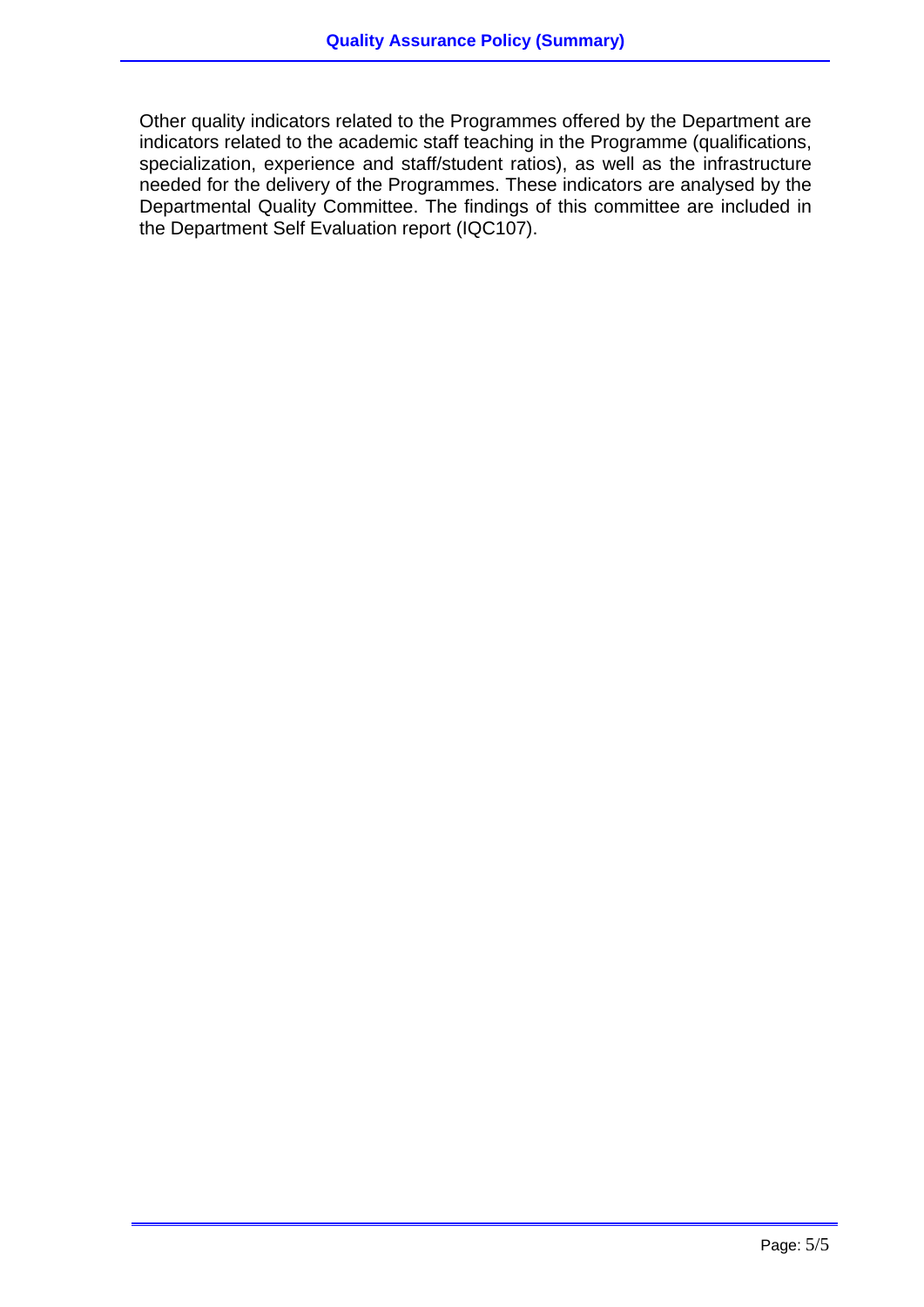Other quality indicators related to the Programmes offered by the Department are indicators related to the academic staff teaching in the Programme (qualifications, specialization, experience and staff/student ratios), as well as the infrastructure needed for the delivery of the Programmes. These indicators are analysed by the Departmental Quality Committee. The findings of this committee are included in the Department Self Evaluation report (IQC107).